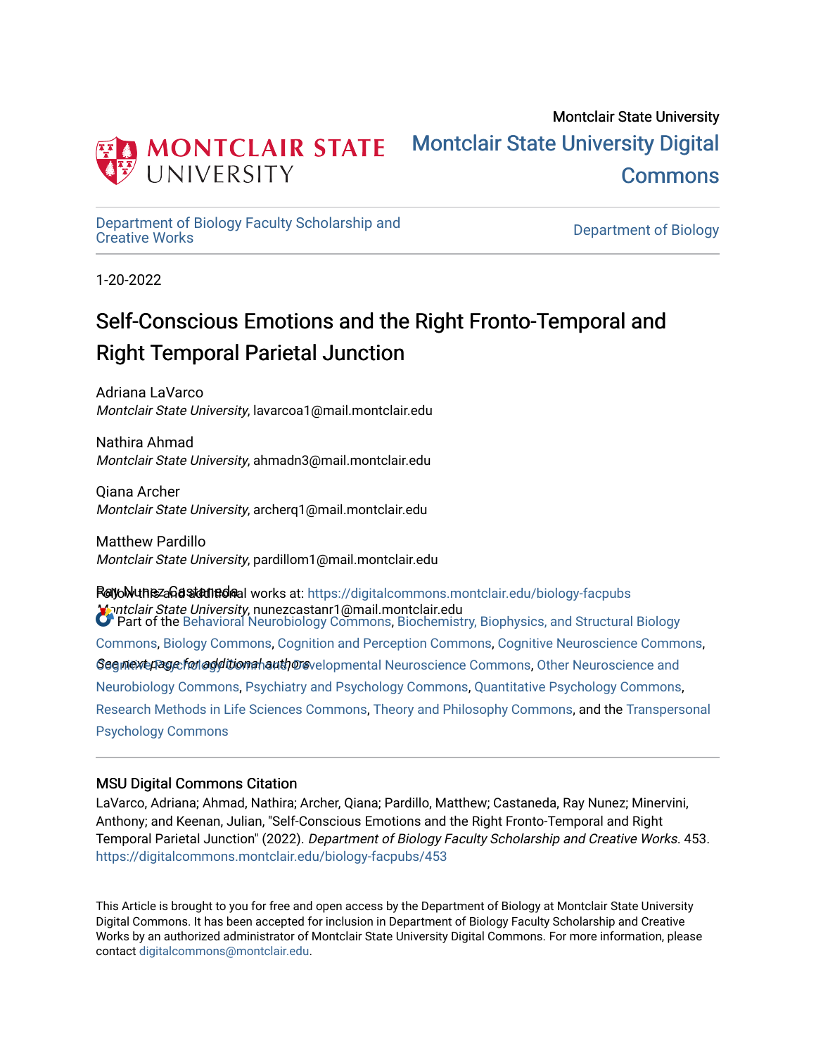Montclair State University

Montclair State University Digital Commons

Department of Biology Faculty Scholarship and Creative Works

Department of Biology

1-20-2022

# Self-Conscious Emotions and the Right Fronto-Temporal and Right Temporal Parietal Junction

Adriana LaVarco
*Montclair State University*, lavarcoa1@mail.montclair.edu

Nathira Ahmad
*Montclair State University*, ahmadn3@mail.montclair.edu

Qiana Archer
*Montclair State University*, archerq1@mail.montclair.edu

Matthew Pardillo
*Montclair State University*, pardillom1@mail.montclair.edu

Ray Nunez Castaneda
*Montclair State University*, nunezcastanr1@mail.montclair.edu

*See next page for additional authors*

Follow this and additional works at: https://digitalcommons.montclair.edu/biology-facpubs

Part of the Behavioral Neurobiology Commons, Biochemistry, Biophysics, and Structural Biology Commons, Biology Commons, Cognition and Perception Commons, Cognitive Neuroscience Commons, Cognitive Psychology Commons, Developmental Neuroscience Commons, Other Neuroscience and Neurobiology Commons, Psychiatry and Psychology Commons, Quantitative Psychology Commons, Research Methods in Life Sciences Commons, Theory and Philosophy Commons, and the Transpersonal Psychology Commons

## MSU Digital Commons Citation

LaVarco, Adriana; Ahmad, Nathira; Archer, Qiana; Pardillo, Matthew; Castaneda, Ray Nunez; Minervini, Anthony; and Keenan, Julian, "Self-Conscious Emotions and the Right Fronto-Temporal and Right Temporal Parietal Junction" (2022). *Department of Biology Faculty Scholarship and Creative Works*. 453. https://digitalcommons.montclair.edu/biology-facpubs/453

This Article is brought to you for free and open access by the Department of Biology at Montclair State University Digital Commons. It has been accepted for inclusion in Department of Biology Faculty Scholarship and Creative Works by an authorized administrator of Montclair State University Digital Commons. For more information, please contact digitalcommons@montclair.edu.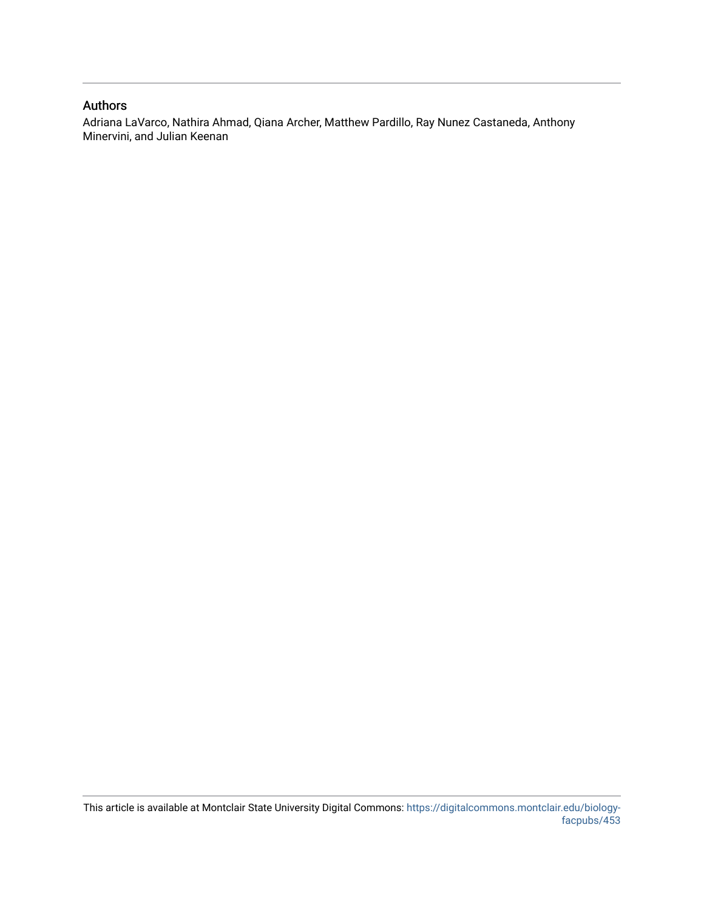## Authors

Adriana LaVarco, Nathira Ahmad, Qiana Archer, Matthew Pardillo, Ray Nunez Castaneda, Anthony Minervini, and Julian Keenan

This article is available at Montclair State University Digital Commons: https://digitalcommons.montclair.edu/biology-facpubs/453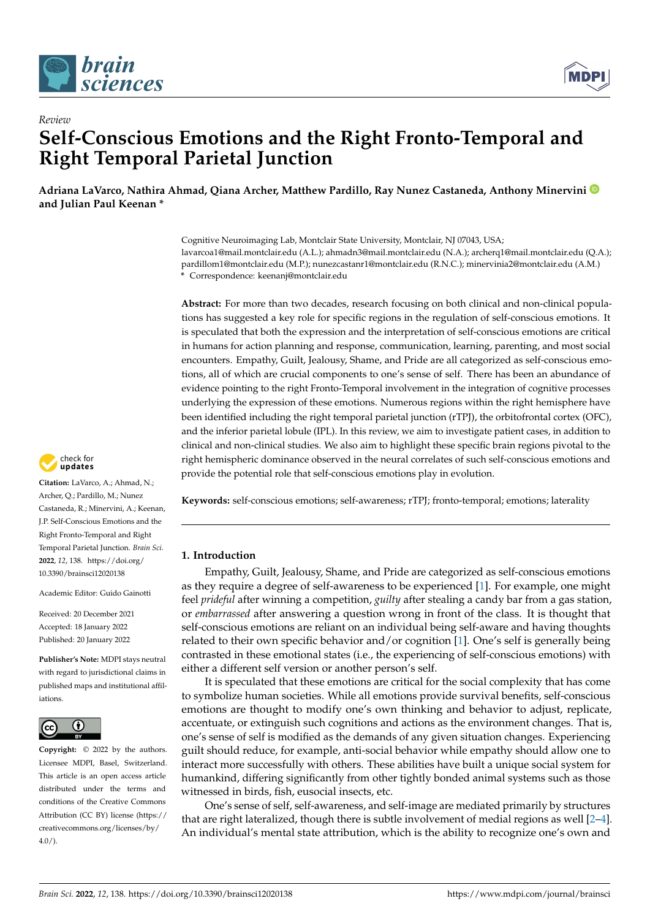# Self-Conscious Emotions and the Right Fronto-Temporal and Right Temporal Parietal Junction

**Adriana LaVarco, Nathira Ahmad, Qiana Archer, Matthew Pardillo, Ray Nunez Castaneda, Anthony Minervini and Julian Paul Keenan ***

Cognitive Neuroimaging Lab, Montclair State University, Montclair, NJ 07043, USA;
lavarcoa1@mail.montclair.edu (A.L.); ahmadn3@mail.montclair.edu (N.A.); archerq1@mail.montclair.edu (Q.A.);
pardillom1@montclair.edu (M.P.); nunezcastanr1@montclair.edu (R.N.C.); minervinia2@montclair.edu (A.M.)
* Correspondence: keenanj@montclair.edu

**Abstract:** For more than two decades, research focusing on both clinical and non-clinical populations has suggested a key role for specific regions in the regulation of self-conscious emotions. It is speculated that both the expression and the interpretation of self-conscious emotions are critical in humans for action planning and response, communication, learning, parenting, and most social encounters. Empathy, Guilt, Jealousy, Shame, and Pride are all categorized as self-conscious emotions, all of which are crucial components to one's sense of self. There has been an abundance of evidence pointing to the right Fronto-Temporal involvement in the integration of cognitive processes underlying the expression of these emotions. Numerous regions within the right hemisphere have been identified including the right temporal parietal junction (rTPJ), the orbitofrontal cortex (OFC), and the inferior parietal lobule (IPL). In this review, we aim to investigate patient cases, in addition to clinical and non-clinical studies. We also aim to highlight these specific brain regions pivotal to the right hemispheric dominance observed in the neural correlates of such self-conscious emotions and provide the potential role that self-conscious emotions play in evolution.

**Keywords:** self-conscious emotions; self-awareness; rTPJ; fronto-temporal; emotions; laterality

**Citation:** LaVarco, A.; Ahmad, N.; Archer, Q.; Pardillo, M.; Nunez Castaneda, R.; Minervini, A.; Keenan, J.P. Self-Conscious Emotions and the Right Fronto-Temporal and Right Temporal Parietal Junction. *Brain Sci.* **2022**, *12*, 138. https://doi.org/10.3390/brainsci12020138

Academic Editor: Guido Gainotti

Received: 20 December 2021
Accepted: 18 January 2022
Published: 20 January 2022

**Publisher's Note:** MDPI stays neutral with regard to jurisdictional claims in published maps and institutional affiliations.

**Copyright:** © 2022 by the authors. Licensee MDPI, Basel, Switzerland. This article is an open access article distributed under the terms and conditions of the Creative Commons Attribution (CC BY) license (https://creativecommons.org/licenses/by/4.0/).

## 1. Introduction

Empathy, Guilt, Jealousy, Shame, and Pride are categorized as self-conscious emotions as they require a degree of self-awareness to be experienced [1]. For example, one might feel *prideful* after winning a competition, *guilty* after stealing a candy bar from a gas station, or *embarrassed* after answering a question wrong in front of the class. It is thought that self-conscious emotions are reliant on an individual being self-aware and having thoughts related to their own specific behavior and/or cognition [1]. One's self is generally being contrasted in these emotional states (i.e., the experiencing of self-conscious emotions) with either a different self version or another person's self.

It is speculated that these emotions are critical for the social complexity that has come to symbolize human societies. While all emotions provide survival benefits, self-conscious emotions are thought to modify one's own thinking and behavior to adjust, replicate, accentuate, or extinguish such cognitions and actions as the environment changes. That is, one's sense of self is modified as the demands of any given situation changes. Experiencing guilt should reduce, for example, anti-social behavior while empathy should allow one to interact more successfully with others. These abilities have built a unique social system for humankind, differing significantly from other tightly bonded animal systems such as those witnessed in birds, fish, eusocial insects, etc.

One's sense of self, self-awareness, and self-image are mediated primarily by structures that are right lateralized, though there is subtle involvement of medial regions as well [2–4]. An individual's mental state attribution, which is the ability to recognize one's own and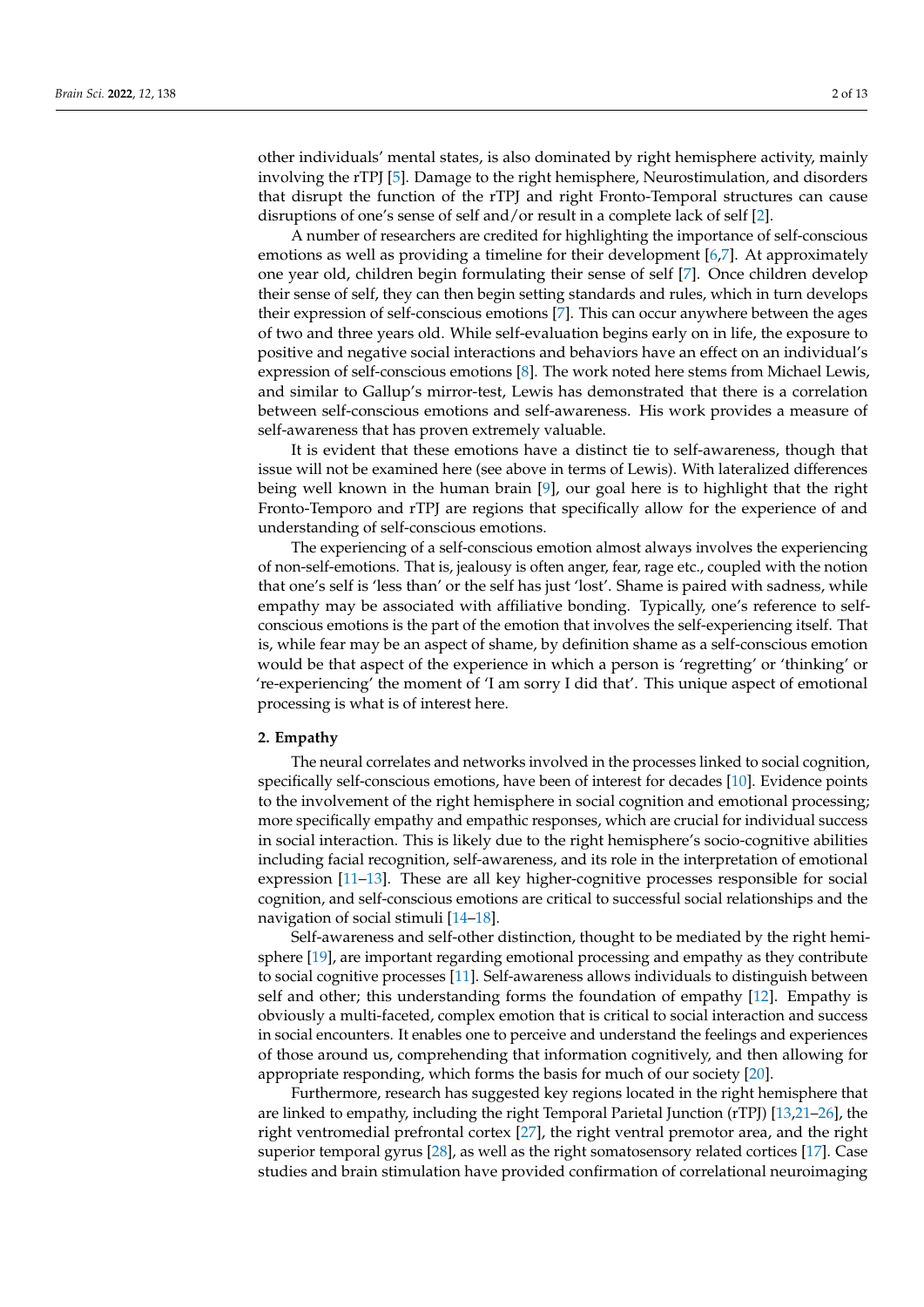other individuals' mental states, is also dominated by right hemisphere activity, mainly involving the rTPJ [5]. Damage to the right hemisphere, Neurostimulation, and disorders that disrupt the function of the rTPJ and right Fronto-Temporal structures can cause disruptions of one's sense of self and/or result in a complete lack of self [2].

A number of researchers are credited for highlighting the importance of self-conscious emotions as well as providing a timeline for their development [6,7]. At approximately one year old, children begin formulating their sense of self [7]. Once children develop their sense of self, they can then begin setting standards and rules, which in turn develops their expression of self-conscious emotions [7]. This can occur anywhere between the ages of two and three years old. While self-evaluation begins early on in life, the exposure to positive and negative social interactions and behaviors have an effect on an individual's expression of self-conscious emotions [8]. The work noted here stems from Michael Lewis, and similar to Gallup's mirror-test, Lewis has demonstrated that there is a correlation between self-conscious emotions and self-awareness. His work provides a measure of self-awareness that has proven extremely valuable.

It is evident that these emotions have a distinct tie to self-awareness, though that issue will not be examined here (see above in terms of Lewis). With lateralized differences being well known in the human brain [9], our goal here is to highlight that the right Fronto-Temporo and rTPJ are regions that specifically allow for the experience of and understanding of self-conscious emotions.

The experiencing of a self-conscious emotion almost always involves the experiencing of non-self-emotions. That is, jealousy is often anger, fear, rage etc., coupled with the notion that one's self is 'less than' or the self has just 'lost'. Shame is paired with sadness, while empathy may be associated with affiliative bonding. Typically, one's reference to self-conscious emotions is the part of the emotion that involves the self-experiencing itself. That is, while fear may be an aspect of shame, by definition shame as a self-conscious emotion would be that aspect of the experience in which a person is 'regretting' or 'thinking' or 're-experiencing' the moment of 'I am sorry I did that'. This unique aspect of emotional processing is what is of interest here.

## 2. Empathy

The neural correlates and networks involved in the processes linked to social cognition, specifically self-conscious emotions, have been of interest for decades [10]. Evidence points to the involvement of the right hemisphere in social cognition and emotional processing; more specifically empathy and empathic responses, which are crucial for individual success in social interaction. This is likely due to the right hemisphere's socio-cognitive abilities including facial recognition, self-awareness, and its role in the interpretation of emotional expression [11–13]. These are all key higher-cognitive processes responsible for social cognition, and self-conscious emotions are critical to successful social relationships and the navigation of social stimuli [14–18].

Self-awareness and self-other distinction, thought to be mediated by the right hemisphere [19], are important regarding emotional processing and empathy as they contribute to social cognitive processes [11]. Self-awareness allows individuals to distinguish between self and other; this understanding forms the foundation of empathy [12]. Empathy is obviously a multi-faceted, complex emotion that is critical to social interaction and success in social encounters. It enables one to perceive and understand the feelings and experiences of those around us, comprehending that information cognitively, and then allowing for appropriate responding, which forms the basis for much of our society [20].

Furthermore, research has suggested key regions located in the right hemisphere that are linked to empathy, including the right Temporal Parietal Junction (rTPJ) [13,21–26], the right ventromedial prefrontal cortex [27], the right ventral premotor area, and the right superior temporal gyrus [28], as well as the right somatosensory related cortices [17]. Case studies and brain stimulation have provided confirmation of correlational neuroimaging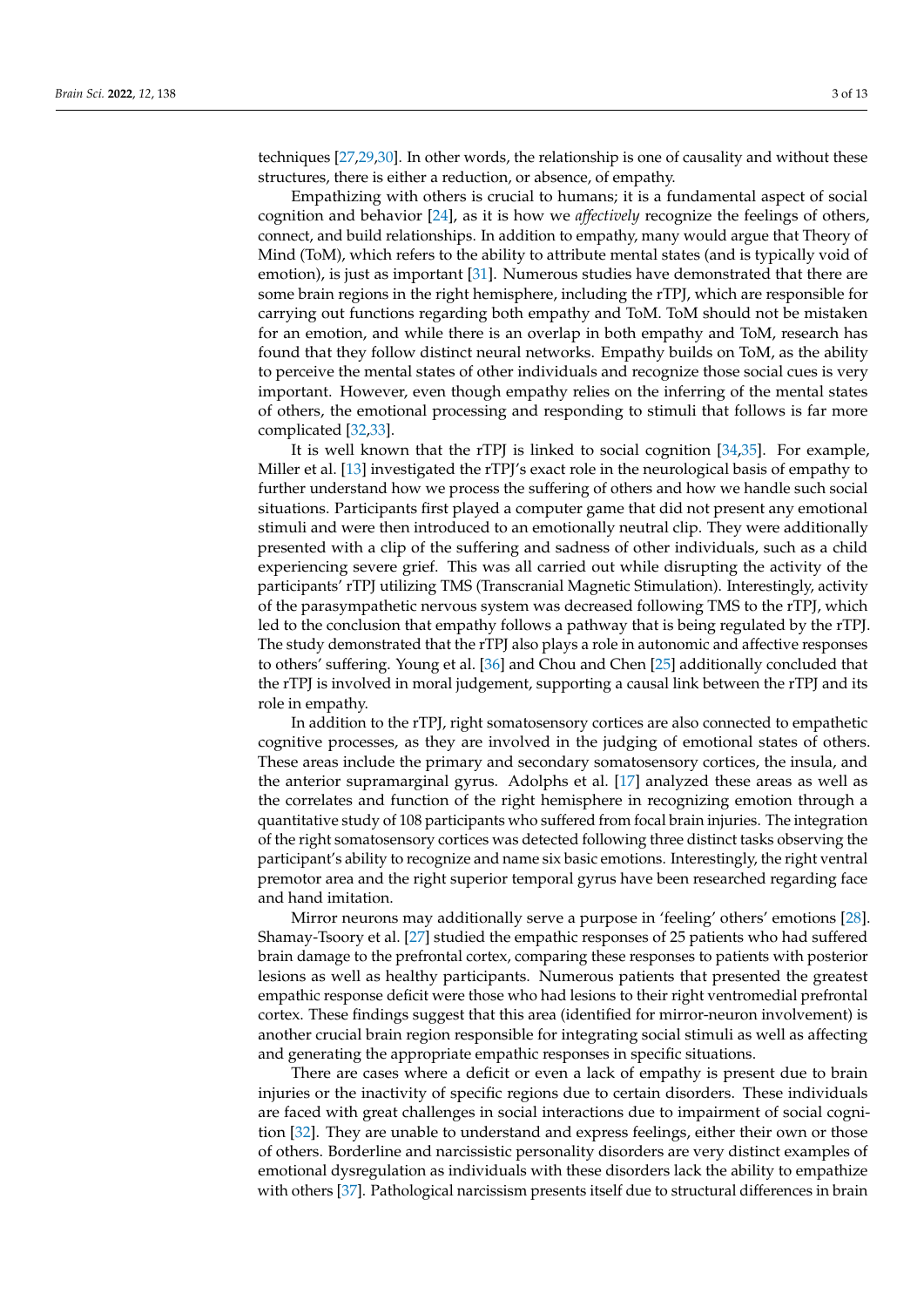techniques [27,29,30]. In other words, the relationship is one of causality and without these structures, there is either a reduction, or absence, of empathy.

Empathizing with others is crucial to humans; it is a fundamental aspect of social cognition and behavior [24], as it is how we *affectively* recognize the feelings of others, connect, and build relationships. In addition to empathy, many would argue that Theory of Mind (ToM), which refers to the ability to attribute mental states (and is typically void of emotion), is just as important [31]. Numerous studies have demonstrated that there are some brain regions in the right hemisphere, including the rTPJ, which are responsible for carrying out functions regarding both empathy and ToM. ToM should not be mistaken for an emotion, and while there is an overlap in both empathy and ToM, research has found that they follow distinct neural networks. Empathy builds on ToM, as the ability to perceive the mental states of other individuals and recognize those social cues is very important. However, even though empathy relies on the inferring of the mental states of others, the emotional processing and responding to stimuli that follows is far more complicated [32,33].

It is well known that the rTPJ is linked to social cognition [34,35]. For example, Miller et al. [13] investigated the rTPJ's exact role in the neurological basis of empathy to further understand how we process the suffering of others and how we handle such social situations. Participants first played a computer game that did not present any emotional stimuli and were then introduced to an emotionally neutral clip. They were additionally presented with a clip of the suffering and sadness of other individuals, such as a child experiencing severe grief. This was all carried out while disrupting the activity of the participants' rTPJ utilizing TMS (Transcranial Magnetic Stimulation). Interestingly, activity of the parasympathetic nervous system was decreased following TMS to the rTPJ, which led to the conclusion that empathy follows a pathway that is being regulated by the rTPJ. The study demonstrated that the rTPJ also plays a role in autonomic and affective responses to others' suffering. Young et al. [36] and Chou and Chen [25] additionally concluded that the rTPJ is involved in moral judgement, supporting a causal link between the rTPJ and its role in empathy.

In addition to the rTPJ, right somatosensory cortices are also connected to empathetic cognitive processes, as they are involved in the judging of emotional states of others. These areas include the primary and secondary somatosensory cortices, the insula, and the anterior supramarginal gyrus. Adolphs et al. [17] analyzed these areas as well as the correlates and function of the right hemisphere in recognizing emotion through a quantitative study of 108 participants who suffered from focal brain injuries. The integration of the right somatosensory cortices was detected following three distinct tasks observing the participant's ability to recognize and name six basic emotions. Interestingly, the right ventral premotor area and the right superior temporal gyrus have been researched regarding face and hand imitation.

Mirror neurons may additionally serve a purpose in 'feeling' others' emotions [28]. Shamay-Tsoory et al. [27] studied the empathic responses of 25 patients who had suffered brain damage to the prefrontal cortex, comparing these responses to patients with posterior lesions as well as healthy participants. Numerous patients that presented the greatest empathic response deficit were those who had lesions to their right ventromedial prefrontal cortex. These findings suggest that this area (identified for mirror-neuron involvement) is another crucial brain region responsible for integrating social stimuli as well as affecting and generating the appropriate empathic responses in specific situations.

There are cases where a deficit or even a lack of empathy is present due to brain injuries or the inactivity of specific regions due to certain disorders. These individuals are faced with great challenges in social interactions due to impairment of social cognition [32]. They are unable to understand and express feelings, either their own or those of others. Borderline and narcissistic personality disorders are very distinct examples of emotional dysregulation as individuals with these disorders lack the ability to empathize with others [37]. Pathological narcissism presents itself due to structural differences in brain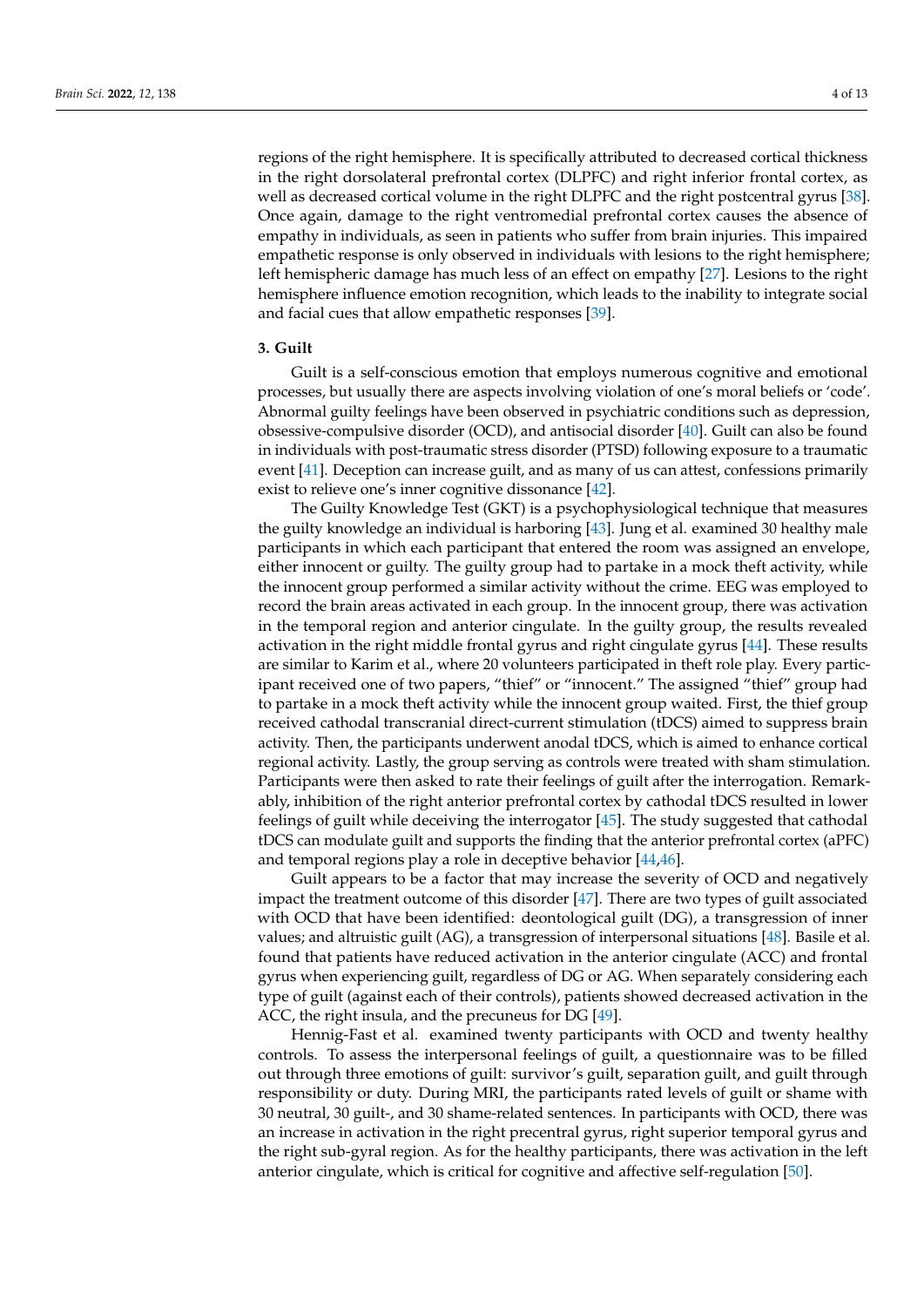regions of the right hemisphere. It is specifically attributed to decreased cortical thickness in the right dorsolateral prefrontal cortex (DLPFC) and right inferior frontal cortex, as well as decreased cortical volume in the right DLPFC and the right postcentral gyrus [38]. Once again, damage to the right ventromedial prefrontal cortex causes the absence of empathy in individuals, as seen in patients who suffer from brain injuries. This impaired empathetic response is only observed in individuals with lesions to the right hemisphere; left hemispheric damage has much less of an effect on empathy [27]. Lesions to the right hemisphere influence emotion recognition, which leads to the inability to integrate social and facial cues that allow empathetic responses [39].

## 3. Guilt

Guilt is a self-conscious emotion that employs numerous cognitive and emotional processes, but usually there are aspects involving violation of one's moral beliefs or 'code'. Abnormal guilty feelings have been observed in psychiatric conditions such as depression, obsessive-compulsive disorder (OCD), and antisocial disorder [40]. Guilt can also be found in individuals with post-traumatic stress disorder (PTSD) following exposure to a traumatic event [41]. Deception can increase guilt, and as many of us can attest, confessions primarily exist to relieve one's inner cognitive dissonance [42].

The Guilty Knowledge Test (GKT) is a psychophysiological technique that measures the guilty knowledge an individual is harboring [43]. Jung et al. examined 30 healthy male participants in which each participant that entered the room was assigned an envelope, either innocent or guilty. The guilty group had to partake in a mock theft activity, while the innocent group performed a similar activity without the crime. EEG was employed to record the brain areas activated in each group. In the innocent group, there was activation in the temporal region and anterior cingulate. In the guilty group, the results revealed activation in the right middle frontal gyrus and right cingulate gyrus [44]. These results are similar to Karim et al., where 20 volunteers participated in theft role play. Every participant received one of two papers, "thief" or "innocent." The assigned "thief" group had to partake in a mock theft activity while the innocent group waited. First, the thief group received cathodal transcranial direct-current stimulation (tDCS) aimed to suppress brain activity. Then, the participants underwent anodal tDCS, which is aimed to enhance cortical regional activity. Lastly, the group serving as controls were treated with sham stimulation. Participants were then asked to rate their feelings of guilt after the interrogation. Remarkably, inhibition of the right anterior prefrontal cortex by cathodal tDCS resulted in lower feelings of guilt while deceiving the interrogator [45]. The study suggested that cathodal tDCS can modulate guilt and supports the finding that the anterior prefrontal cortex (aPFC) and temporal regions play a role in deceptive behavior [44,46].

Guilt appears to be a factor that may increase the severity of OCD and negatively impact the treatment outcome of this disorder [47]. There are two types of guilt associated with OCD that have been identified: deontological guilt (DG), a transgression of inner values; and altruistic guilt (AG), a transgression of interpersonal situations [48]. Basile et al. found that patients have reduced activation in the anterior cingulate (ACC) and frontal gyrus when experiencing guilt, regardless of DG or AG. When separately considering each type of guilt (against each of their controls), patients showed decreased activation in the ACC, the right insula, and the precuneus for DG [49].

Hennig-Fast et al. examined twenty participants with OCD and twenty healthy controls. To assess the interpersonal feelings of guilt, a questionnaire was to be filled out through three emotions of guilt: survivor's guilt, separation guilt, and guilt through responsibility or duty. During MRI, the participants rated levels of guilt or shame with 30 neutral, 30 guilt-, and 30 shame-related sentences. In participants with OCD, there was an increase in activation in the right precentral gyrus, right superior temporal gyrus and the right sub-gyral region. As for the healthy participants, there was activation in the left anterior cingulate, which is critical for cognitive and affective self-regulation [50].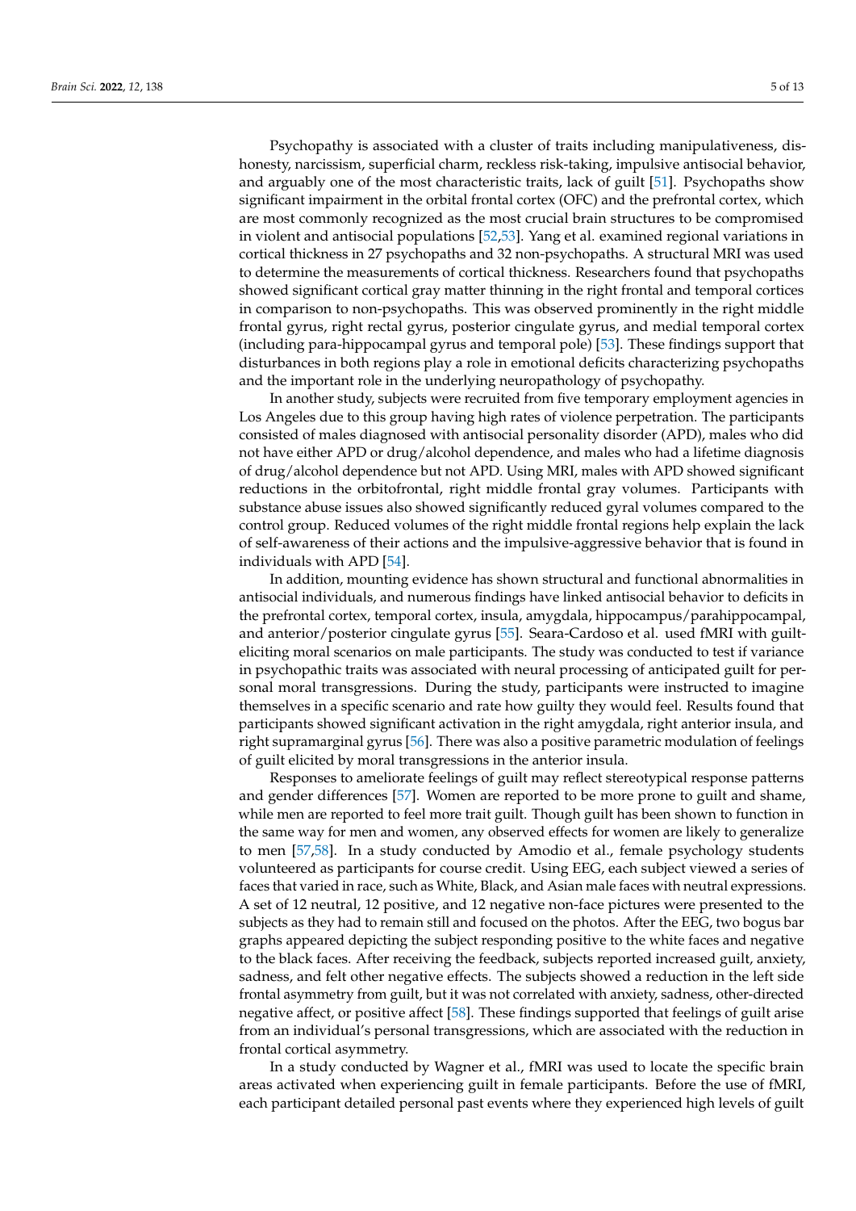Psychopathy is associated with a cluster of traits including manipulativeness, dishonesty, narcissism, superficial charm, reckless risk-taking, impulsive antisocial behavior, and arguably one of the most characteristic traits, lack of guilt [51]. Psychopaths show significant impairment in the orbital frontal cortex (OFC) and the prefrontal cortex, which are most commonly recognized as the most crucial brain structures to be compromised in violent and antisocial populations [52,53]. Yang et al. examined regional variations in cortical thickness in 27 psychopaths and 32 non-psychopaths. A structural MRI was used to determine the measurements of cortical thickness. Researchers found that psychopaths showed significant cortical gray matter thinning in the right frontal and temporal cortices in comparison to non-psychopaths. This was observed prominently in the right middle frontal gyrus, right rectal gyrus, posterior cingulate gyrus, and medial temporal cortex (including para-hippocampal gyrus and temporal pole) [53]. These findings support that disturbances in both regions play a role in emotional deficits characterizing psychopaths and the important role in the underlying neuropathology of psychopathy.

In another study, subjects were recruited from five temporary employment agencies in Los Angeles due to this group having high rates of violence perpetration. The participants consisted of males diagnosed with antisocial personality disorder (APD), males who did not have either APD or drug/alcohol dependence, and males who had a lifetime diagnosis of drug/alcohol dependence but not APD. Using MRI, males with APD showed significant reductions in the orbitofrontal, right middle frontal gray volumes. Participants with substance abuse issues also showed significantly reduced gyral volumes compared to the control group. Reduced volumes of the right middle frontal regions help explain the lack of self-awareness of their actions and the impulsive-aggressive behavior that is found in individuals with APD [54].

In addition, mounting evidence has shown structural and functional abnormalities in antisocial individuals, and numerous findings have linked antisocial behavior to deficits in the prefrontal cortex, temporal cortex, insula, amygdala, hippocampus/parahippocampal, and anterior/posterior cingulate gyrus [55]. Seara-Cardoso et al. used fMRI with guilt-eliciting moral scenarios on male participants. The study was conducted to test if variance in psychopathic traits was associated with neural processing of anticipated guilt for personal moral transgressions. During the study, participants were instructed to imagine themselves in a specific scenario and rate how guilty they would feel. Results found that participants showed significant activation in the right amygdala, right anterior insula, and right supramarginal gyrus [56]. There was also a positive parametric modulation of feelings of guilt elicited by moral transgressions in the anterior insula.

Responses to ameliorate feelings of guilt may reflect stereotypical response patterns and gender differences [57]. Women are reported to be more prone to guilt and shame, while men are reported to feel more trait guilt. Though guilt has been shown to function in the same way for men and women, any observed effects for women are likely to generalize to men [57,58]. In a study conducted by Amodio et al., female psychology students volunteered as participants for course credit. Using EEG, each subject viewed a series of faces that varied in race, such as White, Black, and Asian male faces with neutral expressions. A set of 12 neutral, 12 positive, and 12 negative non-face pictures were presented to the subjects as they had to remain still and focused on the photos. After the EEG, two bogus bar graphs appeared depicting the subject responding positive to the white faces and negative to the black faces. After receiving the feedback, subjects reported increased guilt, anxiety, sadness, and felt other negative effects. The subjects showed a reduction in the left side frontal asymmetry from guilt, but it was not correlated with anxiety, sadness, other-directed negative affect, or positive affect [58]. These findings supported that feelings of guilt arise from an individual's personal transgressions, which are associated with the reduction in frontal cortical asymmetry.

In a study conducted by Wagner et al., fMRI was used to locate the specific brain areas activated when experiencing guilt in female participants. Before the use of fMRI, each participant detailed personal past events where they experienced high levels of guilt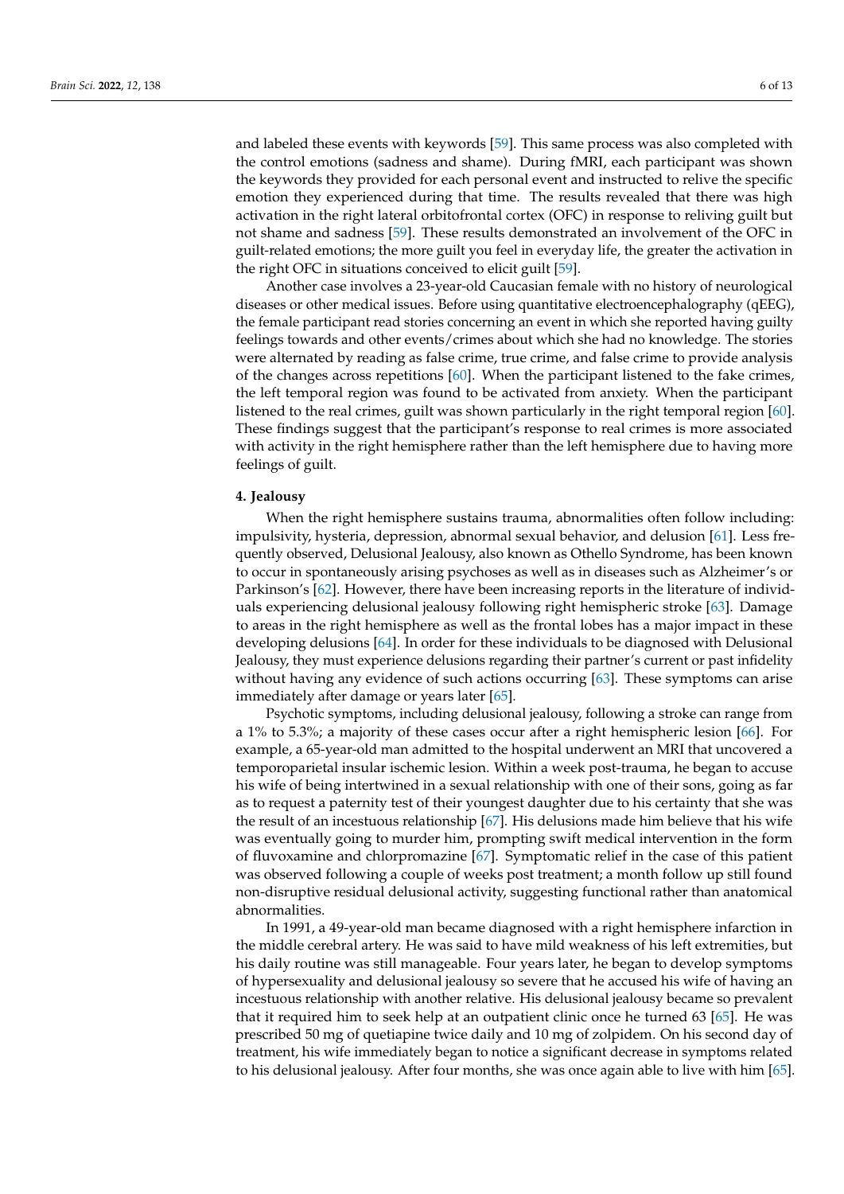and labeled these events with keywords [59]. This same process was also completed with the control emotions (sadness and shame). During fMRI, each participant was shown the keywords they provided for each personal event and instructed to relive the specific emotion they experienced during that time. The results revealed that there was high activation in the right lateral orbitofrontal cortex (OFC) in response to reliving guilt but not shame and sadness [59]. These results demonstrated an involvement of the OFC in guilt-related emotions; the more guilt you feel in everyday life, the greater the activation in the right OFC in situations conceived to elicit guilt [59].

Another case involves a 23-year-old Caucasian female with no history of neurological diseases or other medical issues. Before using quantitative electroencephalography (qEEG), the female participant read stories concerning an event in which she reported having guilty feelings towards and other events/crimes about which she had no knowledge. The stories were alternated by reading as false crime, true crime, and false crime to provide analysis of the changes across repetitions [60]. When the participant listened to the fake crimes, the left temporal region was found to be activated from anxiety. When the participant listened to the real crimes, guilt was shown particularly in the right temporal region [60]. These findings suggest that the participant's response to real crimes is more associated with activity in the right hemisphere rather than the left hemisphere due to having more feelings of guilt.

## 4. Jealousy

When the right hemisphere sustains trauma, abnormalities often follow including: impulsivity, hysteria, depression, abnormal sexual behavior, and delusion [61]. Less frequently observed, Delusional Jealousy, also known as Othello Syndrome, has been known to occur in spontaneously arising psychoses as well as in diseases such as Alzheimer's or Parkinson's [62]. However, there have been increasing reports in the literature of individuals experiencing delusional jealousy following right hemispheric stroke [63]. Damage to areas in the right hemisphere as well as the frontal lobes has a major impact in these developing delusions [64]. In order for these individuals to be diagnosed with Delusional Jealousy, they must experience delusions regarding their partner's current or past infidelity without having any evidence of such actions occurring [63]. These symptoms can arise immediately after damage or years later [65].

Psychotic symptoms, including delusional jealousy, following a stroke can range from a 1% to 5.3%; a majority of these cases occur after a right hemispheric lesion [66]. For example, a 65-year-old man admitted to the hospital underwent an MRI that uncovered a temporoparietal insular ischemic lesion. Within a week post-trauma, he began to accuse his wife of being intertwined in a sexual relationship with one of their sons, going as far as to request a paternity test of their youngest daughter due to his certainty that she was the result of an incestuous relationship [67]. His delusions made him believe that his wife was eventually going to murder him, prompting swift medical intervention in the form of fluvoxamine and chlorpromazine [67]. Symptomatic relief in the case of this patient was observed following a couple of weeks post treatment; a month follow up still found non-disruptive residual delusional activity, suggesting functional rather than anatomical abnormalities.

In 1991, a 49-year-old man became diagnosed with a right hemisphere infarction in the middle cerebral artery. He was said to have mild weakness of his left extremities, but his daily routine was still manageable. Four years later, he began to develop symptoms of hypersexuality and delusional jealousy so severe that he accused his wife of having an incestuous relationship with another relative. His delusional jealousy became so prevalent that it required him to seek help at an outpatient clinic once he turned 63 [65]. He was prescribed 50 mg of quetiapine twice daily and 10 mg of zolpidem. On his second day of treatment, his wife immediately began to notice a significant decrease in symptoms related to his delusional jealousy. After four months, she was once again able to live with him [65].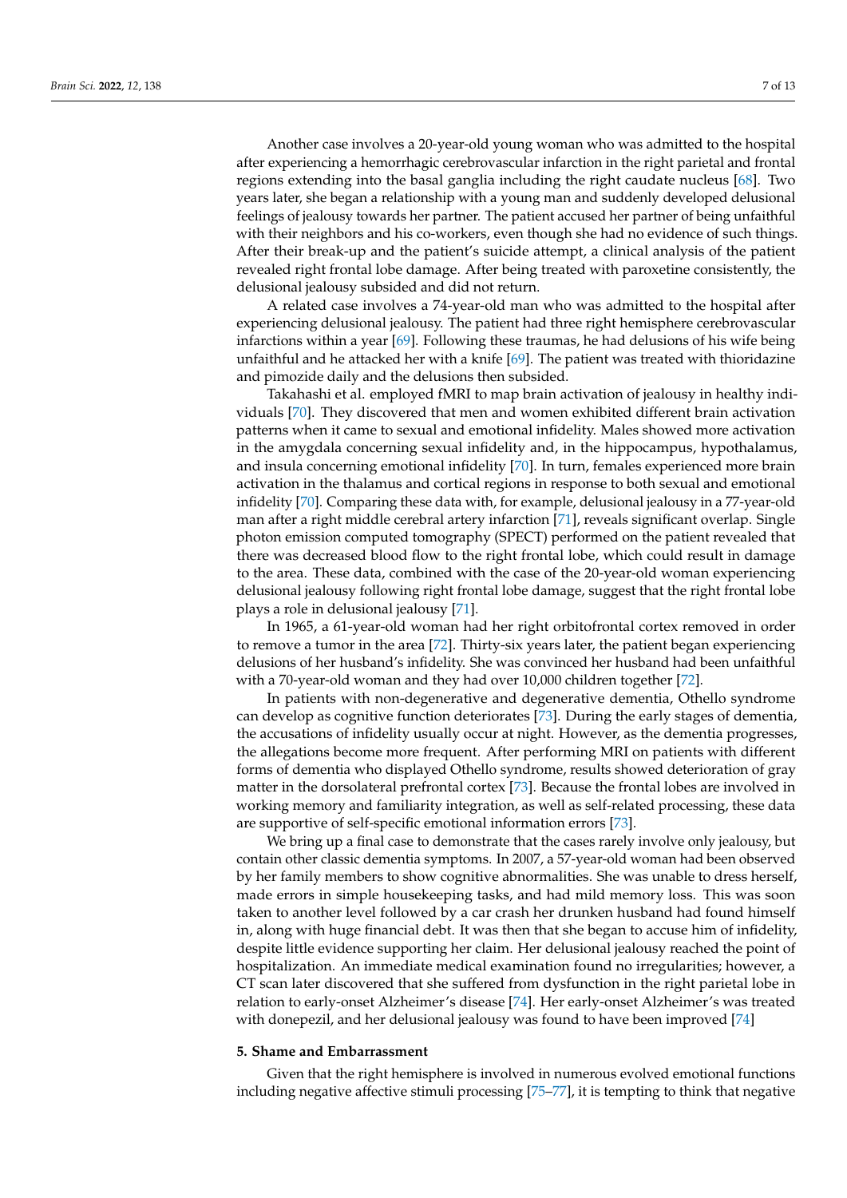Another case involves a 20-year-old young woman who was admitted to the hospital after experiencing a hemorrhagic cerebrovascular infarction in the right parietal and frontal regions extending into the basal ganglia including the right caudate nucleus [68]. Two years later, she began a relationship with a young man and suddenly developed delusional feelings of jealousy towards her partner. The patient accused her partner of being unfaithful with their neighbors and his co-workers, even though she had no evidence of such things. After their break-up and the patient's suicide attempt, a clinical analysis of the patient revealed right frontal lobe damage. After being treated with paroxetine consistently, the delusional jealousy subsided and did not return.

A related case involves a 74-year-old man who was admitted to the hospital after experiencing delusional jealousy. The patient had three right hemisphere cerebrovascular infarctions within a year [69]. Following these traumas, he had delusions of his wife being unfaithful and he attacked her with a knife [69]. The patient was treated with thioridazine and pimozide daily and the delusions then subsided.

Takahashi et al. employed fMRI to map brain activation of jealousy in healthy individuals [70]. They discovered that men and women exhibited different brain activation patterns when it came to sexual and emotional infidelity. Males showed more activation in the amygdala concerning sexual infidelity and, in the hippocampus, hypothalamus, and insula concerning emotional infidelity [70]. In turn, females experienced more brain activation in the thalamus and cortical regions in response to both sexual and emotional infidelity [70]. Comparing these data with, for example, delusional jealousy in a 77-year-old man after a right middle cerebral artery infarction [71], reveals significant overlap. Single photon emission computed tomography (SPECT) performed on the patient revealed that there was decreased blood flow to the right frontal lobe, which could result in damage to the area. These data, combined with the case of the 20-year-old woman experiencing delusional jealousy following right frontal lobe damage, suggest that the right frontal lobe plays a role in delusional jealousy [71].

In 1965, a 61-year-old woman had her right orbitofrontal cortex removed in order to remove a tumor in the area [72]. Thirty-six years later, the patient began experiencing delusions of her husband's infidelity. She was convinced her husband had been unfaithful with a 70-year-old woman and they had over 10,000 children together [72].

In patients with non-degenerative and degenerative dementia, Othello syndrome can develop as cognitive function deteriorates [73]. During the early stages of dementia, the accusations of infidelity usually occur at night. However, as the dementia progresses, the allegations become more frequent. After performing MRI on patients with different forms of dementia who displayed Othello syndrome, results showed deterioration of gray matter in the dorsolateral prefrontal cortex [73]. Because the frontal lobes are involved in working memory and familiarity integration, as well as self-related processing, these data are supportive of self-specific emotional information errors [73].

We bring up a final case to demonstrate that the cases rarely involve only jealousy, but contain other classic dementia symptoms. In 2007, a 57-year-old woman had been observed by her family members to show cognitive abnormalities. She was unable to dress herself, made errors in simple housekeeping tasks, and had mild memory loss. This was soon taken to another level followed by a car crash her drunken husband had found himself in, along with huge financial debt. It was then that she began to accuse him of infidelity, despite little evidence supporting her claim. Her delusional jealousy reached the point of hospitalization. An immediate medical examination found no irregularities; however, a CT scan later discovered that she suffered from dysfunction in the right parietal lobe in relation to early-onset Alzheimer's disease [74]. Her early-onset Alzheimer's was treated with donepezil, and her delusional jealousy was found to have been improved [74]

## 5. Shame and Embarrassment

Given that the right hemisphere is involved in numerous evolved emotional functions including negative affective stimuli processing [75–77], it is tempting to think that negative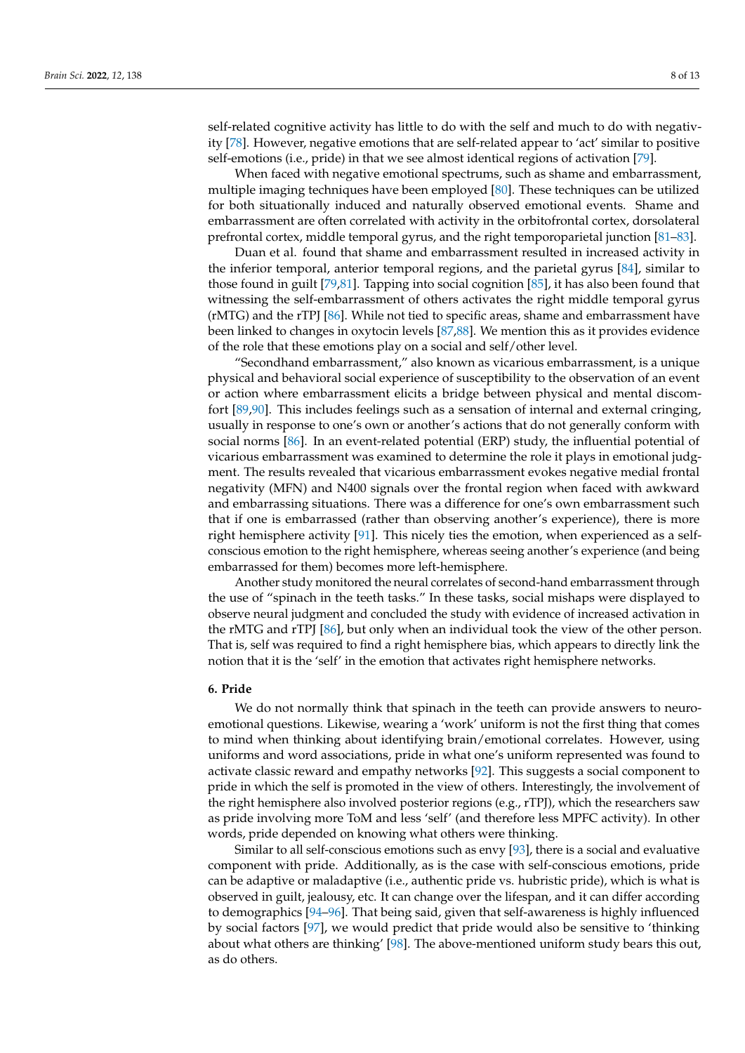self-related cognitive activity has little to do with the self and much to do with negativity [78]. However, negative emotions that are self-related appear to 'act' similar to positive self-emotions (i.e., pride) in that we see almost identical regions of activation [79].

When faced with negative emotional spectrums, such as shame and embarrassment, multiple imaging techniques have been employed [80]. These techniques can be utilized for both situationally induced and naturally observed emotional events. Shame and embarrassment are often correlated with activity in the orbitofrontal cortex, dorsolateral prefrontal cortex, middle temporal gyrus, and the right temporoparietal junction [81–83].

Duan et al. found that shame and embarrassment resulted in increased activity in the inferior temporal, anterior temporal regions, and the parietal gyrus [84], similar to those found in guilt [79,81]. Tapping into social cognition [85], it has also been found that witnessing the self-embarrassment of others activates the right middle temporal gyrus (rMTG) and the rTPJ [86]. While not tied to specific areas, shame and embarrassment have been linked to changes in oxytocin levels [87,88]. We mention this as it provides evidence of the role that these emotions play on a social and self/other level.

"Secondhand embarrassment," also known as vicarious embarrassment, is a unique physical and behavioral social experience of susceptibility to the observation of an event or action where embarrassment elicits a bridge between physical and mental discomfort [89,90]. This includes feelings such as a sensation of internal and external cringing, usually in response to one's own or another's actions that do not generally conform with social norms [86]. In an event-related potential (ERP) study, the influential potential of vicarious embarrassment was examined to determine the role it plays in emotional judgment. The results revealed that vicarious embarrassment evokes negative medial frontal negativity (MFN) and N400 signals over the frontal region when faced with awkward and embarrassing situations. There was a difference for one's own embarrassment such that if one is embarrassed (rather than observing another's experience), there is more right hemisphere activity [91]. This nicely ties the emotion, when experienced as a self-conscious emotion to the right hemisphere, whereas seeing another's experience (and being embarrassed for them) becomes more left-hemisphere.

Another study monitored the neural correlates of second-hand embarrassment through the use of "spinach in the teeth tasks." In these tasks, social mishaps were displayed to observe neural judgment and concluded the study with evidence of increased activation in the rMTG and rTPJ [86], but only when an individual took the view of the other person. That is, self was required to find a right hemisphere bias, which appears to directly link the notion that it is the 'self' in the emotion that activates right hemisphere networks.

## 6. Pride

We do not normally think that spinach in the teeth can provide answers to neuro-emotional questions. Likewise, wearing a 'work' uniform is not the first thing that comes to mind when thinking about identifying brain/emotional correlates. However, using uniforms and word associations, pride in what one's uniform represented was found to activate classic reward and empathy networks [92]. This suggests a social component to pride in which the self is promoted in the view of others. Interestingly, the involvement of the right hemisphere also involved posterior regions (e.g., rTPJ), which the researchers saw as pride involving more ToM and less 'self' (and therefore less MPFC activity). In other words, pride depended on knowing what others were thinking.

Similar to all self-conscious emotions such as envy [93], there is a social and evaluative component with pride. Additionally, as is the case with self-conscious emotions, pride can be adaptive or maladaptive (i.e., authentic pride vs. hubristic pride), which is what is observed in guilt, jealousy, etc. It can change over the lifespan, and it can differ according to demographics [94–96]. That being said, given that self-awareness is highly influenced by social factors [97], we would predict that pride would also be sensitive to 'thinking about what others are thinking' [98]. The above-mentioned uniform study bears this out, as do others.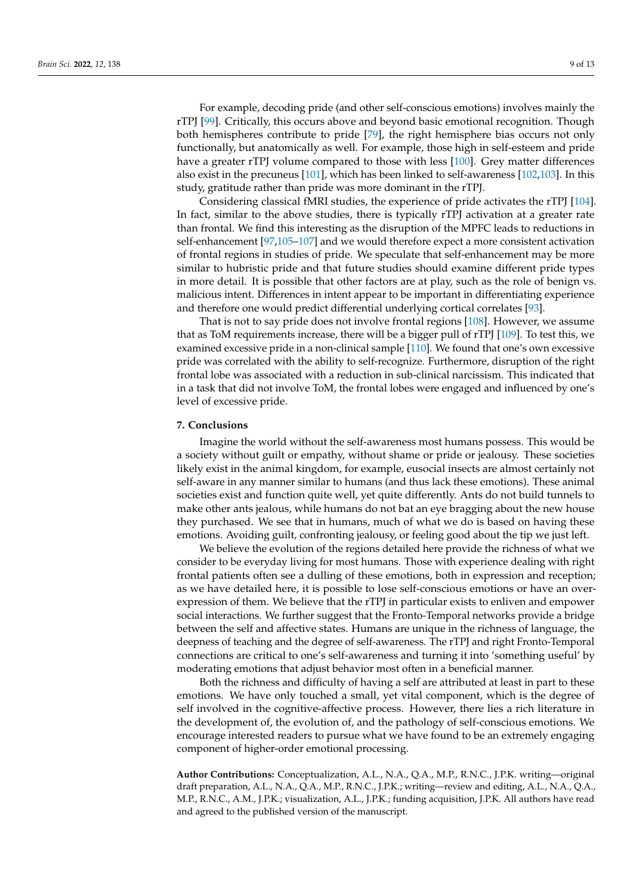For example, decoding pride (and other self-conscious emotions) involves mainly the rTPJ [99]. Critically, this occurs above and beyond basic emotional recognition. Though both hemispheres contribute to pride [79], the right hemisphere bias occurs not only functionally, but anatomically as well. For example, those high in self-esteem and pride have a greater rTPJ volume compared to those with less [100]. Grey matter differences also exist in the precuneus [101], which has been linked to self-awareness [102,103]. In this study, gratitude rather than pride was more dominant in the rTPJ.

Considering classical fMRI studies, the experience of pride activates the rTPJ [104]. In fact, similar to the above studies, there is typically rTPJ activation at a greater rate than frontal. We find this interesting as the disruption of the MPFC leads to reductions in self-enhancement [97,105–107] and we would therefore expect a more consistent activation of frontal regions in studies of pride. We speculate that self-enhancement may be more similar to hubristic pride and that future studies should examine different pride types in more detail. It is possible that other factors are at play, such as the role of benign vs. malicious intent. Differences in intent appear to be important in differentiating experience and therefore one would predict differential underlying cortical correlates [93].

That is not to say pride does not involve frontal regions [108]. However, we assume that as ToM requirements increase, there will be a bigger pull of rTPJ [109]. To test this, we examined excessive pride in a non-clinical sample [110]. We found that one's own excessive pride was correlated with the ability to self-recognize. Furthermore, disruption of the right frontal lobe was associated with a reduction in sub-clinical narcissism. This indicated that in a task that did not involve ToM, the frontal lobes were engaged and influenced by one's level of excessive pride.

## 7. Conclusions

Imagine the world without the self-awareness most humans possess. This would be a society without guilt or empathy, without shame or pride or jealousy. These societies likely exist in the animal kingdom, for example, eusocial insects are almost certainly not self-aware in any manner similar to humans (and thus lack these emotions). These animal societies exist and function quite well, yet quite differently. Ants do not build tunnels to make other ants jealous, while humans do not bat an eye bragging about the new house they purchased. We see that in humans, much of what we do is based on having these emotions. Avoiding guilt, confronting jealousy, or feeling good about the tip we just left.

We believe the evolution of the regions detailed here provide the richness of what we consider to be everyday living for most humans. Those with experience dealing with right frontal patients often see a dulling of these emotions, both in expression and reception; as we have detailed here, it is possible to lose self-conscious emotions or have an over-expression of them. We believe that the rTPJ in particular exists to enliven and empower social interactions. We further suggest that the Fronto-Temporal networks provide a bridge between the self and affective states. Humans are unique in the richness of language, the deepness of teaching and the degree of self-awareness. The rTPJ and right Fronto-Temporal connections are critical to one's self-awareness and turning it into 'something useful' by moderating emotions that adjust behavior most often in a beneficial manner.

Both the richness and difficulty of having a self are attributed at least in part to these emotions. We have only touched a small, yet vital component, which is the degree of self involved in the cognitive-affective process. However, there lies a rich literature in the development of, the evolution of, and the pathology of self-conscious emotions. We encourage interested readers to pursue what we have found to be an extremely engaging component of higher-order emotional processing.

**Author Contributions:** Conceptualization, A.L., N.A., Q.A., M.P., R.N.C., J.P.K. writing—original draft preparation, A.L., N.A., Q.A., M.P., R.N.C., J.P.K.; writing—review and editing, A.L., N.A., Q.A., M.P., R.N.C., A.M., J.P.K.; visualization, A.L., J.P.K.; funding acquisition, J.P.K. All authors have read and agreed to the published version of the manuscript.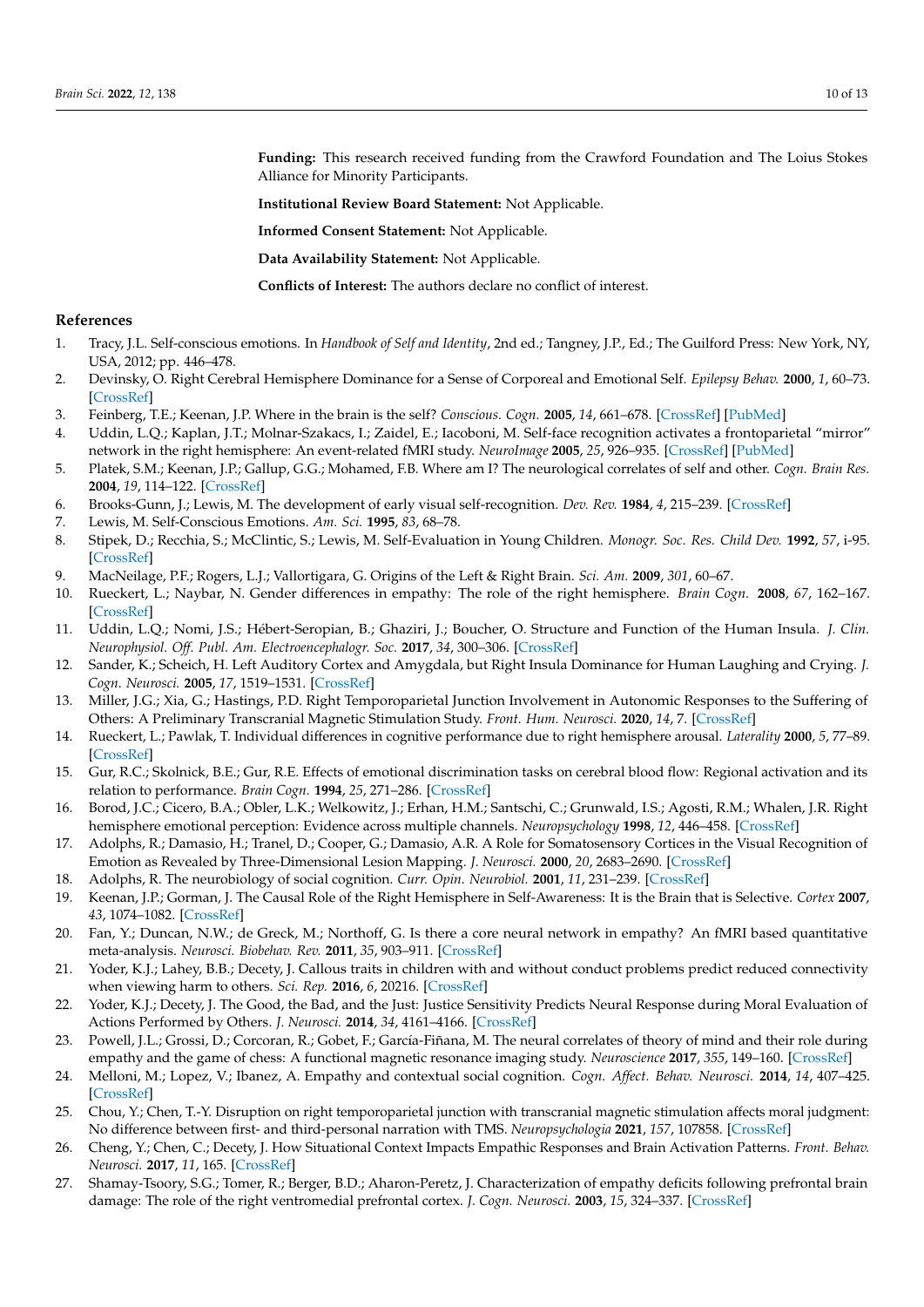**Funding:** This research received funding from the Crawford Foundation and The Loius Stokes Alliance for Minority Participants.

**Institutional Review Board Statement:** Not Applicable.

**Informed Consent Statement:** Not Applicable.

**Data Availability Statement:** Not Applicable.

**Conflicts of Interest:** The authors declare no conflict of interest.

## References

1. Tracy, J.L. Self-conscious emotions. In *Handbook of Self and Identity*, 2nd ed.; Tangney, J.P., Ed.; The Guilford Press: New York, NY, USA, 2012; pp. 446–478.
2. Devinsky, O. Right Cerebral Hemisphere Dominance for a Sense of Corporeal and Emotional Self. *Epilepsy Behav.* **2000**, *1*, 60–73. [CrossRef]
3. Feinberg, T.E.; Keenan, J.P. Where in the brain is the self? *Conscious. Cogn.* **2005**, *14*, 661–678. [CrossRef] [PubMed]
4. Uddin, L.Q.; Kaplan, J.T.; Molnar-Szakacs, I.; Zaidel, E.; Iacoboni, M. Self-face recognition activates a frontoparietal "mirror" network in the right hemisphere: An event-related fMRI study. *NeuroImage* **2005**, *25*, 926–935. [CrossRef] [PubMed]
5. Platek, S.M.; Keenan, J.P.; Gallup, G.G.; Mohamed, F.B. Where am I? The neurological correlates of self and other. *Cogn. Brain Res.* **2004**, *19*, 114–122. [CrossRef]
6. Brooks-Gunn, J.; Lewis, M. The development of early visual self-recognition. *Dev. Rev.* **1984**, *4*, 215–239. [CrossRef]
7. Lewis, M. Self-Conscious Emotions. *Am. Sci.* **1995**, *83*, 68–78.
8. Stipek, D.; Recchia, S.; McClintic, S.; Lewis, M. Self-Evaluation in Young Children. *Monogr. Soc. Res. Child Dev.* **1992**, *57*, i-95. [CrossRef]
9. MacNeilage, P.F.; Rogers, L.J.; Vallortigara, G. Origins of the Left & Right Brain. *Sci. Am.* **2009**, *301*, 60–67.
10. Rueckert, L.; Naybar, N. Gender differences in empathy: The role of the right hemisphere. *Brain Cogn.* **2008**, *67*, 162–167. [CrossRef]
11. Uddin, L.Q.; Nomi, J.S.; Hébert-Seropian, B.; Ghaziri, J.; Boucher, O. Structure and Function of the Human Insula. *J. Clin. Neurophysiol. Off. Publ. Am. Electroencephalogr. Soc.* **2017**, *34*, 300–306. [CrossRef]
12. Sander, K.; Scheich, H. Left Auditory Cortex and Amygdala, but Right Insula Dominance for Human Laughing and Crying. *J. Cogn. Neurosci.* **2005**, *17*, 1519–1531. [CrossRef]
13. Miller, J.G.; Xia, G.; Hastings, P.D. Right Temporoparietal Junction Involvement in Autonomic Responses to the Suffering of Others: A Preliminary Transcranial Magnetic Stimulation Study. *Front. Hum. Neurosci.* **2020**, *14*, 7. [CrossRef]
14. Rueckert, L.; Pawlak, T. Individual differences in cognitive performance due to right hemisphere arousal. *Laterality* **2000**, *5*, 77–89. [CrossRef]
15. Gur, R.C.; Skolnick, B.E.; Gur, R.E. Effects of emotional discrimination tasks on cerebral blood flow: Regional activation and its relation to performance. *Brain Cogn.* **1994**, *25*, 271–286. [CrossRef]
16. Borod, J.C.; Cicero, B.A.; Obler, L.K.; Welkowitz, J.; Erhan, H.M.; Santschi, C.; Grunwald, I.S.; Agosti, R.M.; Whalen, J.R. Right hemisphere emotional perception: Evidence across multiple channels. *Neuropsychology* **1998**, *12*, 446–458. [CrossRef]
17. Adolphs, R.; Damasio, H.; Tranel, D.; Cooper, G.; Damasio, A.R. A Role for Somatosensory Cortices in the Visual Recognition of Emotion as Revealed by Three-Dimensional Lesion Mapping. *J. Neurosci.* **2000**, *20*, 2683–2690. [CrossRef]
18. Adolphs, R. The neurobiology of social cognition. *Curr. Opin. Neurobiol.* **2001**, *11*, 231–239. [CrossRef]
19. Keenan, J.P.; Gorman, J. The Causal Role of the Right Hemisphere in Self-Awareness: It is the Brain that is Selective. *Cortex* **2007**, *43*, 1074–1082. [CrossRef]
20. Fan, Y.; Duncan, N.W.; de Greck, M.; Northoff, G. Is there a core neural network in empathy? An fMRI based quantitative meta-analysis. *Neurosci. Biobehav. Rev.* **2011**, *35*, 903–911. [CrossRef]
21. Yoder, K.J.; Lahey, B.B.; Decety, J. Callous traits in children with and without conduct problems predict reduced connectivity when viewing harm to others. *Sci. Rep.* **2016**, *6*, 20216. [CrossRef]
22. Yoder, K.J.; Decety, J. The Good, the Bad, and the Just: Justice Sensitivity Predicts Neural Response during Moral Evaluation of Actions Performed by Others. *J. Neurosci.* **2014**, *34*, 4161–4166. [CrossRef]
23. Powell, J.L.; Grossi, D.; Corcoran, R.; Gobet, F.; García-Fiñana, M. The neural correlates of theory of mind and their role during empathy and the game of chess: A functional magnetic resonance imaging study. *Neuroscience* **2017**, *355*, 149–160. [CrossRef]
24. Melloni, M.; Lopez, V.; Ibanez, A. Empathy and contextual social cognition. *Cogn. Affect. Behav. Neurosci.* **2014**, *14*, 407–425. [CrossRef]
25. Chou, Y.; Chen, T.-Y. Disruption on right temporoparietal junction with transcranial magnetic stimulation affects moral judgment: No difference between first- and third-personal narration with TMS. *Neuropsychologia* **2021**, *157*, 107858. [CrossRef]
26. Cheng, Y.; Chen, C.; Decety, J. How Situational Context Impacts Empathic Responses and Brain Activation Patterns. *Front. Behav. Neurosci.* **2017**, *11*, 165. [CrossRef]
27. Shamay-Tsoory, S.G.; Tomer, R.; Berger, B.D.; Aharon-Peretz, J. Characterization of empathy deficits following prefrontal brain damage: The role of the right ventromedial prefrontal cortex. *J. Cogn. Neurosci.* **2003**, *15*, 324–337. [CrossRef]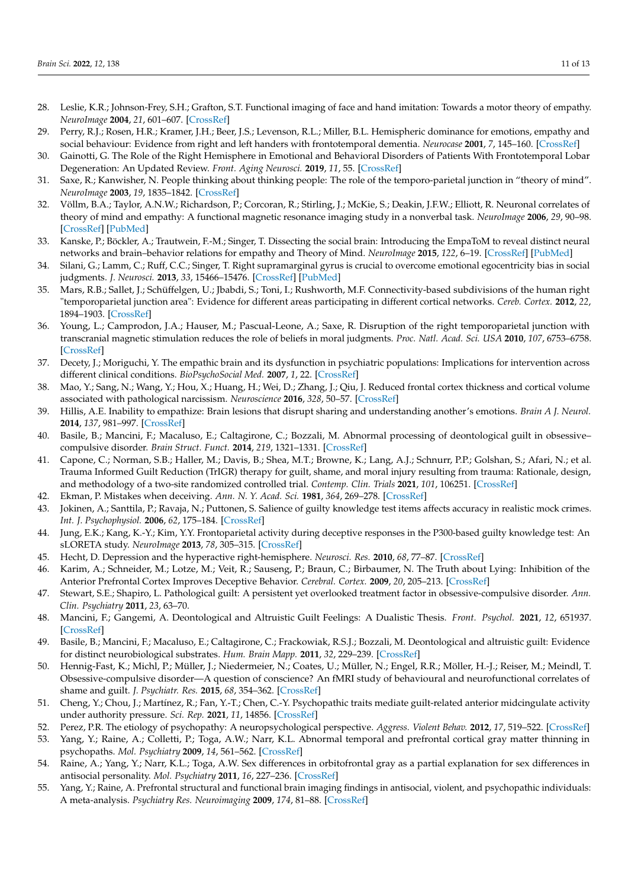28. Leslie, K.R.; Johnson-Frey, S.H.; Grafton, S.T. Functional imaging of face and hand imitation: Towards a motor theory of empathy. *NeuroImage* **2004**, *21*, 601–607. [CrossRef]
29. Perry, R.J.; Rosen, H.R.; Kramer, J.H.; Beer, J.S.; Levenson, R.L.; Miller, B.L. Hemispheric dominance for emotions, empathy and social behaviour: Evidence from right and left handers with frontotemporal dementia. *Neurocase* **2001**, *7*, 145–160. [CrossRef]
30. Gainotti, G. The Role of the Right Hemisphere in Emotional and Behavioral Disorders of Patients With Frontotemporal Lobar Degeneration: An Updated Review. *Front. Aging Neurosci.* **2019**, *11*, 55. [CrossRef]
31. Saxe, R.; Kanwisher, N. People thinking about thinking people: The role of the temporo-parietal junction in "theory of mind". *NeuroImage* **2003**, *19*, 1835–1842. [CrossRef]
32. Völlm, B.A.; Taylor, A.N.W.; Richardson, P.; Corcoran, R.; Stirling, J.; McKie, S.; Deakin, J.F.W.; Elliott, R. Neuronal correlates of theory of mind and empathy: A functional magnetic resonance imaging study in a nonverbal task. *NeuroImage* **2006**, *29*, 90–98. [CrossRef] [PubMed]
33. Kanske, P.; Böckler, A.; Trautwein, F.-M.; Singer, T. Dissecting the social brain: Introducing the EmpaToM to reveal distinct neural networks and brain–behavior relations for empathy and Theory of Mind. *NeuroImage* **2015**, *122*, 6–19. [CrossRef] [PubMed]
34. Silani, G.; Lamm, C.; Ruff, C.C.; Singer, T. Right supramarginal gyrus is crucial to overcome emotional egocentricity bias in social judgments. *J. Neurosci.* **2013**, *33*, 15466–15476. [CrossRef] [PubMed]
35. Mars, R.B.; Sallet, J.; Schüffelgen, U.; Jbabdi, S.; Toni, I.; Rushworth, M.F. Connectivity-based subdivisions of the human right "temporoparietal junction area": Evidence for different areas participating in different cortical networks. *Cereb. Cortex.* **2012**, *22*, 1894–1903. [CrossRef]
36. Young, L.; Camprodon, J.A.; Hauser, M.; Pascual-Leone, A.; Saxe, R. Disruption of the right temporoparietal junction with transcranial magnetic stimulation reduces the role of beliefs in moral judgments. *Proc. Natl. Acad. Sci. USA* **2010**, *107*, 6753–6758. [CrossRef]
37. Decety, J.; Moriguchi, Y. The empathic brain and its dysfunction in psychiatric populations: Implications for intervention across different clinical conditions. *BioPsychoSocial Med.* **2007**, *1*, 22. [CrossRef]
38. Mao, Y.; Sang, N.; Wang, Y.; Hou, X.; Huang, H.; Wei, D.; Zhang, J.; Qiu, J. Reduced frontal cortex thickness and cortical volume associated with pathological narcissism. *Neuroscience* **2016**, *328*, 50–57. [CrossRef]
39. Hillis, A.E. Inability to empathize: Brain lesions that disrupt sharing and understanding another's emotions. *Brain A J. Neurol.* **2014**, *137*, 981–997. [CrossRef]
40. Basile, B.; Mancini, F.; Macaluso, E.; Caltagirone, C.; Bozzali, M. Abnormal processing of deontological guilt in obsessive–compulsive disorder. *Brain Struct. Funct.* **2014**, *219*, 1321–1331. [CrossRef]
41. Capone, C.; Norman, S.B.; Haller, M.; Davis, B.; Shea, M.T.; Browne, K.; Lang, A.J.; Schnurr, P.P.; Golshan, S.; Afari, N.; et al. Trauma Informed Guilt Reduction (TrIGR) therapy for guilt, shame, and moral injury resulting from trauma: Rationale, design, and methodology of a two-site randomized controlled trial. *Contemp. Clin. Trials* **2021**, *101*, 106251. [CrossRef]
42. Ekman, P. Mistakes when deceiving. *Ann. N. Y. Acad. Sci.* **1981**, *364*, 269–278. [CrossRef]
43. Jokinen, A.; Santtila, P.; Ravaja, N.; Puttonen, S. Salience of guilty knowledge test items affects accuracy in realistic mock crimes. *Int. J. Psychophysiol.* **2006**, *62*, 175–184. [CrossRef]
44. Jung, E.K.; Kang, K.-Y.; Kim, Y.Y. Frontoparietal activity during deceptive responses in the P300-based guilty knowledge test: An sLORETA study. *NeuroImage* **2013**, *78*, 305–315. [CrossRef]
45. Hecht, D. Depression and the hyperactive right-hemisphere. *Neurosci. Res.* **2010**, *68*, 77–87. [CrossRef]
46. Karim, A.; Schneider, M.; Lotze, M.; Veit, R.; Sauseng, P.; Braun, C.; Birbaumer, N. The Truth about Lying: Inhibition of the Anterior Prefrontal Cortex Improves Deceptive Behavior. *Cerebral. Cortex.* **2009**, *20*, 205–213. [CrossRef]
47. Stewart, S.E.; Shapiro, L. Pathological guilt: A persistent yet overlooked treatment factor in obsessive-compulsive disorder. *Ann. Clin. Psychiatry* **2011**, *23*, 63–70.
48. Mancini, F.; Gangemi, A. Deontological and Altruistic Guilt Feelings: A Dualistic Thesis. *Front. Psychol.* **2021**, *12*, 651937. [CrossRef]
49. Basile, B.; Mancini, F.; Macaluso, E.; Caltagirone, C.; Frackowiak, R.S.J.; Bozzali, M. Deontological and altruistic guilt: Evidence for distinct neurobiological substrates. *Hum. Brain Mapp.* **2011**, *32*, 229–239. [CrossRef]
50. Hennig-Fast, K.; Michl, P.; Müller, J.; Niedermeier, N.; Coates, U.; Müller, N.; Engel, R.R.; Möller, H.-J.; Reiser, M.; Meindl, T. Obsessive-compulsive disorder—A question of conscience? An fMRI study of behavioural and neurofunctional correlates of shame and guilt. *J. Psychiatr. Res.* **2015**, *68*, 354–362. [CrossRef]
51. Cheng, Y.; Chou, J.; Martínez, R.; Fan, Y.-T.; Chen, C.-Y. Psychopathic traits mediate guilt-related anterior midcingulate activity under authority pressure. *Sci. Rep.* **2021**, *11*, 14856. [CrossRef]
52. Perez, P.R. The etiology of psychopathy: A neuropsychological perspective. *Aggress. Violent Behav.* **2012**, *17*, 519–522. [CrossRef]
53. Yang, Y.; Raine, A.; Colletti, P.; Toga, A.W.; Narr, K.L. Abnormal temporal and prefrontal cortical gray matter thinning in psychopaths. *Mol. Psychiatry* **2009**, *14*, 561–562. [CrossRef]
54. Raine, A.; Yang, Y.; Narr, K.L.; Toga, A.W. Sex differences in orbitofrontal gray as a partial explanation for sex differences in antisocial personality. *Mol. Psychiatry* **2011**, *16*, 227–236. [CrossRef]
55. Yang, Y.; Raine, A. Prefrontal structural and functional brain imaging findings in antisocial, violent, and psychopathic individuals: A meta-analysis. *Psychiatry Res. Neuroimaging* **2009**, *174*, 81–88. [CrossRef]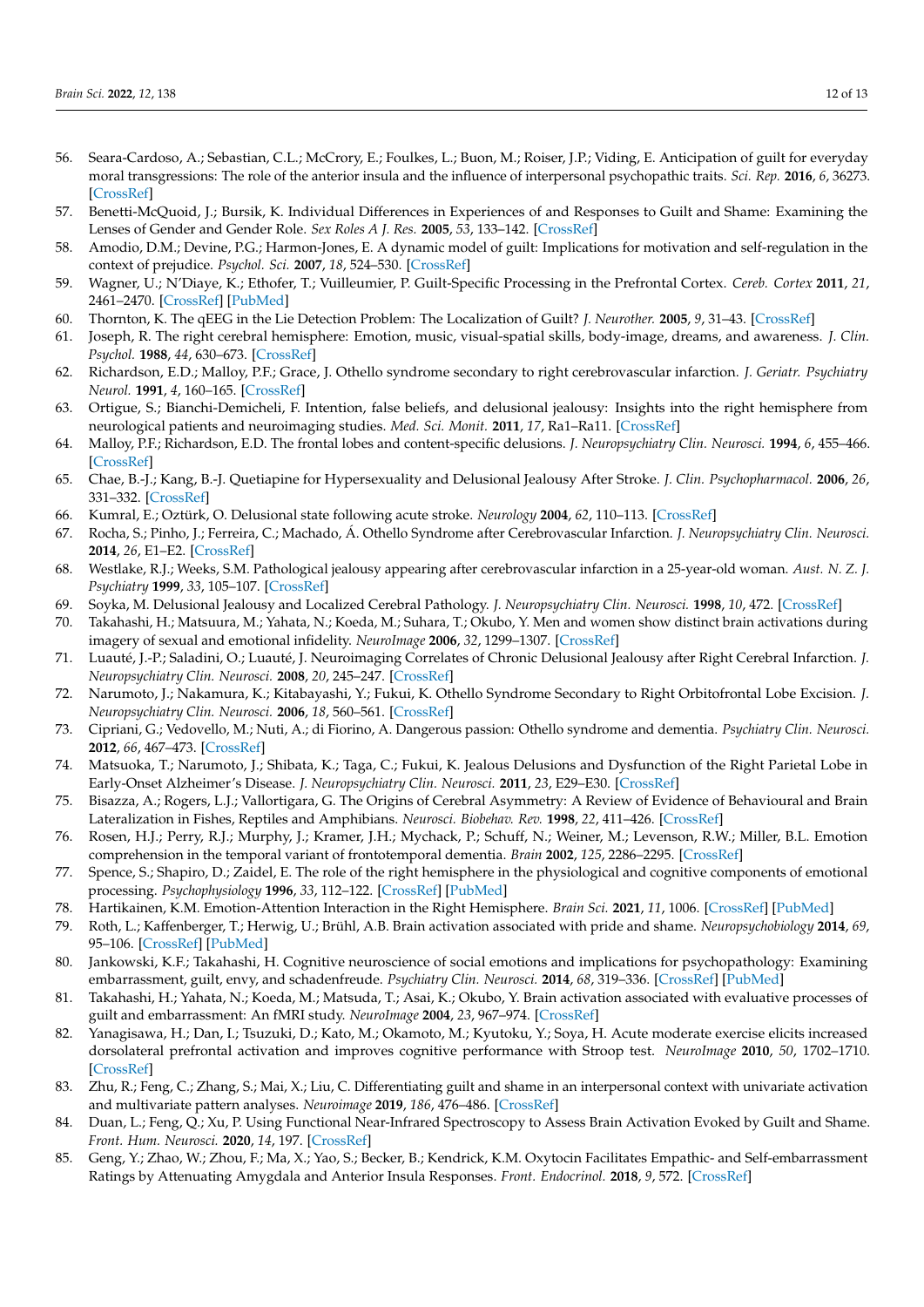56. Seara-Cardoso, A.; Sebastian, C.L.; McCrory, E.; Foulkes, L.; Buon, M.; Roiser, J.P.; Viding, E. Anticipation of guilt for everyday moral transgressions: The role of the anterior insula and the influence of interpersonal psychopathic traits. *Sci. Rep.* **2016**, *6*, 36273. [CrossRef]
57. Benetti-McQuoid, J.; Bursik, K. Individual Differences in Experiences of and Responses to Guilt and Shame: Examining the Lenses of Gender and Gender Role. *Sex Roles A J. Res.* **2005**, *53*, 133–142. [CrossRef]
58. Amodio, D.M.; Devine, P.G.; Harmon-Jones, E. A dynamic model of guilt: Implications for motivation and self-regulation in the context of prejudice. *Psychol. Sci.* **2007**, *18*, 524–530. [CrossRef]
59. Wagner, U.; N'Diaye, K.; Ethofer, T.; Vuilleumier, P. Guilt-Specific Processing in the Prefrontal Cortex. *Cereb. Cortex* **2011**, *21*, 2461–2470. [CrossRef] [PubMed]
60. Thornton, K. The qEEG in the Lie Detection Problem: The Localization of Guilt? *J. Neurother.* **2005**, *9*, 31–43. [CrossRef]
61. Joseph, R. The right cerebral hemisphere: Emotion, music, visual-spatial skills, body-image, dreams, and awareness. *J. Clin. Psychol.* **1988**, *44*, 630–673. [CrossRef]
62. Richardson, E.D.; Malloy, P.F.; Grace, J. Othello syndrome secondary to right cerebrovascular infarction. *J. Geriatr. Psychiatry Neurol.* **1991**, *4*, 160–165. [CrossRef]
63. Ortigue, S.; Bianchi-Demicheli, F. Intention, false beliefs, and delusional jealousy: Insights into the right hemisphere from neurological patients and neuroimaging studies. *Med. Sci. Monit.* **2011**, *17*, Ra1–Ra11. [CrossRef]
64. Malloy, P.F.; Richardson, E.D. The frontal lobes and content-specific delusions. *J. Neuropsychiatry Clin. Neurosci.* **1994**, *6*, 455–466. [CrossRef]
65. Chae, B.-J.; Kang, B.-J. Quetiapine for Hypersexuality and Delusional Jealousy After Stroke. *J. Clin. Psychopharmacol.* **2006**, *26*, 331–332. [CrossRef]
66. Kumral, E.; Oztürk, O. Delusional state following acute stroke. *Neurology* **2004**, *62*, 110–113. [CrossRef]
67. Rocha, S.; Pinho, J.; Ferreira, C.; Machado, Á. Othello Syndrome after Cerebrovascular Infarction. *J. Neuropsychiatry Clin. Neurosci.* **2014**, *26*, E1–E2. [CrossRef]
68. Westlake, R.J.; Weeks, S.M. Pathological jealousy appearing after cerebrovascular infarction in a 25-year-old woman. *Aust. N. Z. J. Psychiatry* **1999**, *33*, 105–107. [CrossRef]
69. Soyka, M. Delusional Jealousy and Localized Cerebral Pathology. *J. Neuropsychiatry Clin. Neurosci.* **1998**, *10*, 472. [CrossRef]
70. Takahashi, H.; Matsuura, M.; Yahata, N.; Koeda, M.; Suhara, T.; Okubo, Y. Men and women show distinct brain activations during imagery of sexual and emotional infidelity. *NeuroImage* **2006**, *32*, 1299–1307. [CrossRef]
71. Luauté, J.-P.; Saladini, O.; Luauté, J. Neuroimaging Correlates of Chronic Delusional Jealousy after Right Cerebral Infarction. *J. Neuropsychiatry Clin. Neurosci.* **2008**, *20*, 245–247. [CrossRef]
72. Narumoto, J.; Nakamura, K.; Kitabayashi, Y.; Fukui, K. Othello Syndrome Secondary to Right Orbitofrontal Lobe Excision. *J. Neuropsychiatry Clin. Neurosci.* **2006**, *18*, 560–561. [CrossRef]
73. Cipriani, G.; Vedovello, M.; Nuti, A.; di Fiorino, A. Dangerous passion: Othello syndrome and dementia. *Psychiatry Clin. Neurosci.* **2012**, *66*, 467–473. [CrossRef]
74. Matsuoka, T.; Narumoto, J.; Shibata, K.; Taga, C.; Fukui, K. Jealous Delusions and Dysfunction of the Right Parietal Lobe in Early-Onset Alzheimer's Disease. *J. Neuropsychiatry Clin. Neurosci.* **2011**, *23*, E29–E30. [CrossRef]
75. Bisazza, A.; Rogers, L.J.; Vallortigara, G. The Origins of Cerebral Asymmetry: A Review of Evidence of Behavioural and Brain Lateralization in Fishes, Reptiles and Amphibians. *Neurosci. Biobehav. Rev.* **1998**, *22*, 411–426. [CrossRef]
76. Rosen, H.J.; Perry, R.J.; Murphy, J.; Kramer, J.H.; Mychack, P.; Schuff, N.; Weiner, M.; Levenson, R.W.; Miller, B.L. Emotion comprehension in the temporal variant of frontotemporal dementia. *Brain* **2002**, *125*, 2286–2295. [CrossRef]
77. Spence, S.; Shapiro, D.; Zaidel, E. The role of the right hemisphere in the physiological and cognitive components of emotional processing. *Psychophysiology* **1996**, *33*, 112–122. [CrossRef] [PubMed]
78. Hartikainen, K.M. Emotion-Attention Interaction in the Right Hemisphere. *Brain Sci.* **2021**, *11*, 1006. [CrossRef] [PubMed]
79. Roth, L.; Kaffenberger, T.; Herwig, U.; Brühl, A.B. Brain activation associated with pride and shame. *Neuropsychobiology* **2014**, *69*, 95–106. [CrossRef] [PubMed]
80. Jankowski, K.F.; Takahashi, H. Cognitive neuroscience of social emotions and implications for psychopathology: Examining embarrassment, guilt, envy, and schadenfreude. *Psychiatry Clin. Neurosci.* **2014**, *68*, 319–336. [CrossRef] [PubMed]
81. Takahashi, H.; Yahata, N.; Koeda, M.; Matsuda, T.; Asai, K.; Okubo, Y. Brain activation associated with evaluative processes of guilt and embarrassment: An fMRI study. *NeuroImage* **2004**, *23*, 967–974. [CrossRef]
82. Yanagisawa, H.; Dan, I.; Tsuzuki, D.; Kato, M.; Okamoto, M.; Kyutoku, Y.; Soya, H. Acute moderate exercise elicits increased dorsolateral prefrontal activation and improves cognitive performance with Stroop test. *NeuroImage* **2010**, *50*, 1702–1710. [CrossRef]
83. Zhu, R.; Feng, C.; Zhang, S.; Mai, X.; Liu, C. Differentiating guilt and shame in an interpersonal context with univariate activation and multivariate pattern analyses. *Neuroimage* **2019**, *186*, 476–486. [CrossRef]
84. Duan, L.; Feng, Q.; Xu, P. Using Functional Near-Infrared Spectroscopy to Assess Brain Activation Evoked by Guilt and Shame. *Front. Hum. Neurosci.* **2020**, *14*, 197. [CrossRef]
85. Geng, Y.; Zhao, W.; Zhou, F.; Ma, X.; Yao, S.; Becker, B.; Kendrick, K.M. Oxytocin Facilitates Empathic- and Self-embarrassment Ratings by Attenuating Amygdala and Anterior Insula Responses. *Front. Endocrinol.* **2018**, *9*, 572. [CrossRef]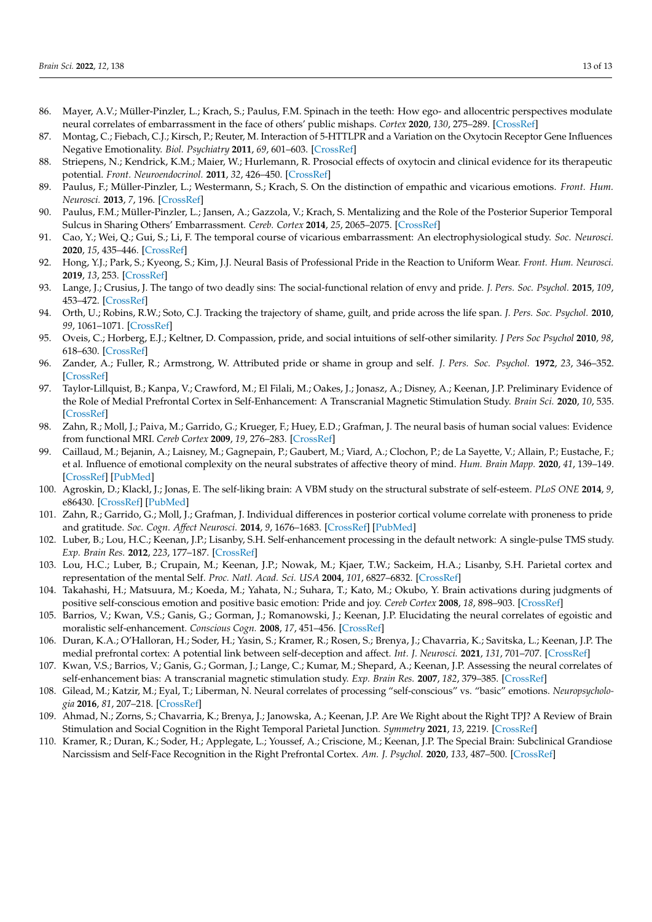86. Mayer, A.V.; Müller-Pinzler, L.; Krach, S.; Paulus, F.M. Spinach in the teeth: How ego- and allocentric perspectives modulate neural correlates of embarrassment in the face of others' public mishaps. *Cortex* **2020**, *130*, 275–289. [CrossRef]
87. Montag, C.; Fiebach, C.J.; Kirsch, P.; Reuter, M. Interaction of 5-HTTLPR and a Variation on the Oxytocin Receptor Gene Influences Negative Emotionality. *Biol. Psychiatry* **2011**, *69*, 601–603. [CrossRef]
88. Striepens, N.; Kendrick, K.M.; Maier, W.; Hurlemann, R. Prosocial effects of oxytocin and clinical evidence for its therapeutic potential. *Front. Neuroendocrinol.* **2011**, *32*, 426–450. [CrossRef]
89. Paulus, F.; Müller-Pinzler, L.; Westermann, S.; Krach, S. On the distinction of empathic and vicarious emotions. *Front. Hum. Neurosci.* **2013**, *7*, 196. [CrossRef]
90. Paulus, F.M.; Müller-Pinzler, L.; Jansen, A.; Gazzola, V.; Krach, S. Mentalizing and the Role of the Posterior Superior Temporal Sulcus in Sharing Others' Embarrassment. *Cereb. Cortex* **2014**, *25*, 2065–2075. [CrossRef]
91. Cao, Y.; Wei, Q.; Gui, S.; Li, F. The temporal course of vicarious embarrassment: An electrophysiological study. *Soc. Neurosci.* **2020**, *15*, 435–446. [CrossRef]
92. Hong, Y.J.; Park, S.; Kyeong, S.; Kim, J.J. Neural Basis of Professional Pride in the Reaction to Uniform Wear. *Front. Hum. Neurosci.* **2019**, *13*, 253. [CrossRef]
93. Lange, J.; Crusius, J. The tango of two deadly sins: The social-functional relation of envy and pride. *J. Pers. Soc. Psychol.* **2015**, *109*, 453–472. [CrossRef]
94. Orth, U.; Robins, R.W.; Soto, C.J. Tracking the trajectory of shame, guilt, and pride across the life span. *J. Pers. Soc. Psychol.* **2010**, *99*, 1061–1071. [CrossRef]
95. Oveis, C.; Horberg, E.J.; Keltner, D. Compassion, pride, and social intuitions of self-other similarity. *J Pers Soc Psychol* **2010**, *98*, 618–630. [CrossRef]
96. Zander, A.; Fuller, R.; Armstrong, W. Attributed pride or shame in group and self. *J. Pers. Soc. Psychol.* **1972**, *23*, 346–352. [CrossRef]
97. Taylor-Lillquist, B.; Kanpa, V.; Crawford, M.; El Filali, M.; Oakes, J.; Jonasz, A.; Disney, A.; Keenan, J.P. Preliminary Evidence of the Role of Medial Prefrontal Cortex in Self-Enhancement: A Transcranial Magnetic Stimulation Study. *Brain Sci.* **2020**, *10*, 535. [CrossRef]
98. Zahn, R.; Moll, J.; Paiva, M.; Garrido, G.; Krueger, F.; Huey, E.D.; Grafman, J. The neural basis of human social values: Evidence from functional MRI. *Cereb Cortex* **2009**, *19*, 276–283. [CrossRef]
99. Caillaud, M.; Bejanin, A.; Laisney, M.; Gagnepain, P.; Gaubert, M.; Viard, A.; Clochon, P.; de La Sayette, V.; Allain, P.; Eustache, F.; et al. Influence of emotional complexity on the neural substrates of affective theory of mind. *Hum. Brain Mapp.* **2020**, *41*, 139–149. [CrossRef] [PubMed]
100. Agroskin, D.; Klackl, J.; Jonas, E. The self-liking brain: A VBM study on the structural substrate of self-esteem. *PLoS ONE* **2014**, *9*, e86430. [CrossRef] [PubMed]
101. Zahn, R.; Garrido, G.; Moll, J.; Grafman, J. Individual differences in posterior cortical volume correlate with proneness to pride and gratitude. *Soc. Cogn. Affect Neurosci.* **2014**, *9*, 1676–1683. [CrossRef] [PubMed]
102. Luber, B.; Lou, H.C.; Keenan, J.P.; Lisanby, S.H. Self-enhancement processing in the default network: A single-pulse TMS study. *Exp. Brain Res.* **2012**, *223*, 177–187. [CrossRef]
103. Lou, H.C.; Luber, B.; Crupain, M.; Keenan, J.P.; Nowak, M.; Kjaer, T.W.; Sackeim, H.A.; Lisanby, S.H. Parietal cortex and representation of the mental Self. *Proc. Natl. Acad. Sci. USA* **2004**, *101*, 6827–6832. [CrossRef]
104. Takahashi, H.; Matsuura, M.; Koeda, M.; Yahata, N.; Suhara, T.; Kato, M.; Okubo, Y. Brain activations during judgments of positive self-conscious emotion and positive basic emotion: Pride and joy. *Cereb Cortex* **2008**, *18*, 898–903. [CrossRef]
105. Barrios, V.; Kwan, V.S.; Ganis, G.; Gorman, J.; Romanowski, J.; Keenan, J.P. Elucidating the neural correlates of egoistic and moralistic self-enhancement. *Conscious Cogn.* **2008**, *17*, 451–456. [CrossRef]
106. Duran, K.A.; O'Halloran, H.; Soder, H.; Yasin, S.; Kramer, R.; Rosen, S.; Brenya, J.; Chavarria, K.; Savitska, L.; Keenan, J.P. The medial prefrontal cortex: A potential link between self-deception and affect. *Int. J. Neurosci.* **2021**, *131*, 701–707. [CrossRef]
107. Kwan, V.S.; Barrios, V.; Ganis, G.; Gorman, J.; Lange, C.; Kumar, M.; Shepard, A.; Keenan, J.P. Assessing the neural correlates of self-enhancement bias: A transcranial magnetic stimulation study. *Exp. Brain Res.* **2007**, *182*, 379–385. [CrossRef]
108. Gilead, M.; Katzir, M.; Eyal, T.; Liberman, N. Neural correlates of processing "self-conscious" vs. "basic" emotions. *Neuropsychologia* **2016**, *81*, 207–218. [CrossRef]
109. Ahmad, N.; Zorns, S.; Chavarria, K.; Brenya, J.; Janowska, A.; Keenan, J.P. Are We Right about the Right TPJ? A Review of Brain Stimulation and Social Cognition in the Right Temporal Parietal Junction. *Symmetry* **2021**, *13*, 2219. [CrossRef]
110. Kramer, R.; Duran, K.; Soder, H.; Applegate, L.; Youssef, A.; Criscione, M.; Keenan, J.P. The Special Brain: Subclinical Grandiose Narcissism and Self-Face Recognition in the Right Prefrontal Cortex. *Am. J. Psychol.* **2020**, *133*, 487–500. [CrossRef]